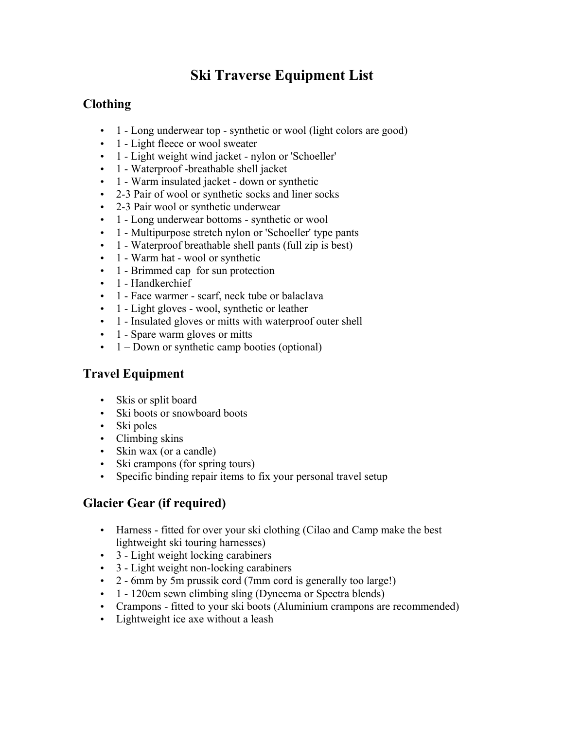# Ski Traverse Equipment List

## Clothing

- 1 - Long underwear top - synthetic or wool (light colors are good)
- 1 - Light fleece or wool sweater
- 1 - Light weight wind jacket - nylon or 'Schoeller'
- 1 - Waterproof -breathable shell jacket
- 1 - Warm insulated jacket - down or synthetic
- 2-3 Pair of wool or synthetic socks and liner socks
- 2-3 Pair wool or synthetic underwear
- 1 - Long underwear bottoms - synthetic or wool
- 1 - Multipurpose stretch nylon or 'Schoeller' type pants
- 1 - Waterproof breathable shell pants (full zip is best)
- 1 - Warm hat - wool or synthetic
- 1 - Brimmed cap for sun protection
- 1 - Handkerchief
- 1 - Face warmer - scarf, neck tube or balaclava
- 1 - Light gloves - wool, synthetic or leather
- 1 - Insulated gloves or mitts with waterproof outer shell
- 1 - Spare warm gloves or mitts
- 1 – Down or synthetic camp booties (optional)

## Travel Equipment

- Skis or split board
- Ski boots or snowboard boots
- Ski poles
- Climbing skins
- Skin wax (or a candle)
- Ski crampons (for spring tours)
- Specific binding repair items to fix your personal travel setup

## Glacier Gear (if required)

- Harness - fitted for over your ski clothing (Cilao and Camp make the best lightweight ski touring harnesses)
- 3 - Light weight locking carabiners
- 3 - Light weight non-locking carabiners
- 2 - 6mm by 5m prussik cord (7mm cord is generally too large!)
- 1 - 120cm sewn climbing sling (Dyneema or Spectra blends)
- Crampons - fitted to your ski boots (Aluminium crampons are recommended)
- Lightweight ice axe without a leash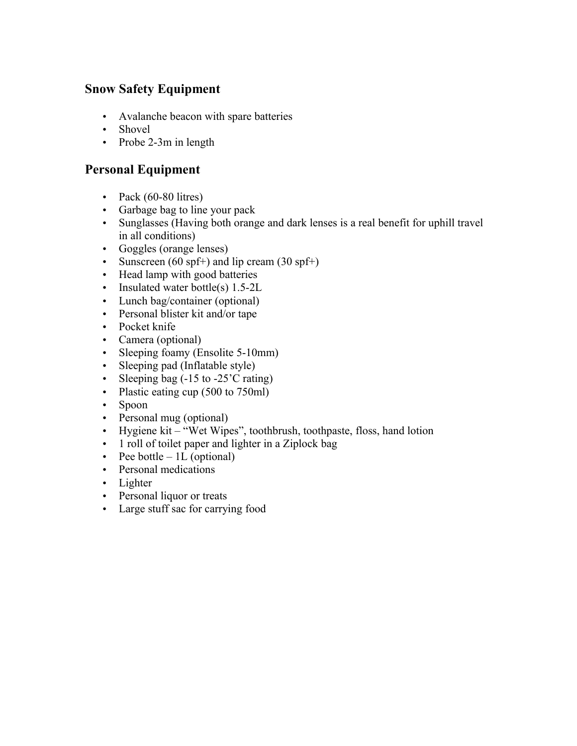## Snow Safety Equipment

- Avalanche beacon with spare batteries
- Shovel
- Probe 2-3m in length

## Personal Equipment

- Pack (60-80 litres)
- Garbage bag to line your pack
- Sunglasses (Having both orange and dark lenses is a real benefit for uphill travel in all conditions)
- Goggles (orange lenses)
- Sunscreen (60 spf+) and lip cream (30 spf+)
- Head lamp with good batteries
- Insulated water bottle(s) 1.5-2L
- Lunch bag/container (optional)
- Personal blister kit and/or tape
- Pocket knife
- Camera (optional)
- Sleeping foamy (Ensolite 5-10mm)
- Sleeping pad (Inflatable style)
- Sleeping bag (-15 to -25'C rating)
- Plastic eating cup (500 to 750ml)
- Spoon
- Personal mug (optional)
- Hygiene kit – "Wet Wipes", toothbrush, toothpaste, floss, hand lotion
- 1 roll of toilet paper and lighter in a Ziplock bag
- Pee bottle – 1L (optional)
- Personal medications
- Lighter
- Personal liquor or treats
- Large stuff sac for carrying food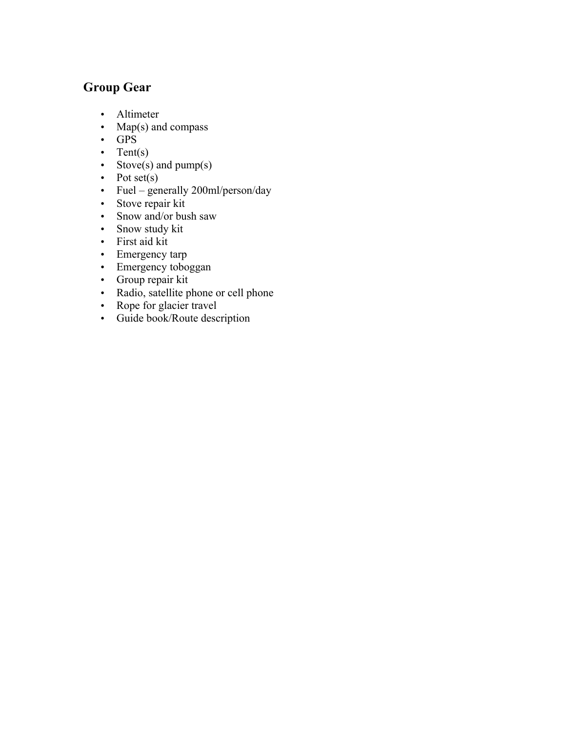## Group Gear

- Altimeter
- Map(s) and compass
- GPS
- Tent(s)
- Stove(s) and pump(s)
- Pot set(s)
- Fuel – generally 200ml/person/day
- Stove repair kit
- Snow and/or bush saw
- Snow study kit
- First aid kit
- Emergency tarp
- Emergency toboggan
- Group repair kit
- Radio, satellite phone or cell phone
- Rope for glacier travel
- Guide book/Route description